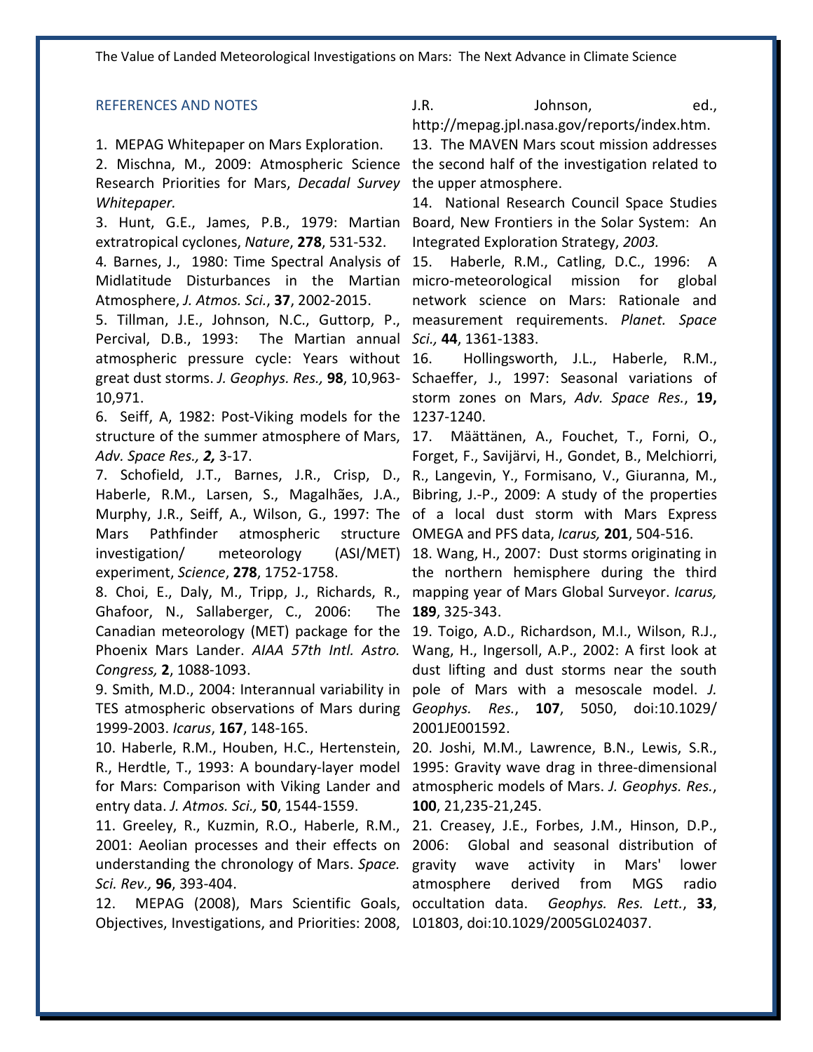## REFERENCES AND NOTES

1. MEPAG Whitepaper on Mars Exploration.
2. Mischna, M., 2009: Atmospheric Science Research Priorities for Mars, *Decadal Survey Whitepaper.*
3. Hunt, G.E., James, P.B., 1979: Martian extratropical cyclones, *Nature*, **278**, 531-532.
4. Barnes, J., 1980: Time Spectral Analysis of Midlatitude Disturbances in the Martian Atmosphere, *J. Atmos. Sci.*, **37**, 2002-2015.
5. Tillman, J.E., Johnson, N.C., Guttorp, P., Percival, D.B., 1993: The Martian annual atmospheric pressure cycle: Years without great dust storms. *J. Geophys. Res.,* **98**, 10,963-10,971.
6. Seiff, A, 1982: Post-Viking models for the structure of the summer atmosphere of Mars, *Adv. Space Res., **2,*** 3-17.
7. Schofield, J.T., Barnes, J.R., Crisp, D., Haberle, R.M., Larsen, S., Magalhães, J.A., Murphy, J.R., Seiff, A., Wilson, G., 1997: The Mars Pathfinder atmospheric structure investigation/ meteorology (ASI/MET) experiment, *Science*, **278**, 1752-1758.
8. Choi, E., Daly, M., Tripp, J., Richards, R., Ghafoor, N., Sallaberger, C., 2006: The Canadian meteorology (MET) package for the Phoenix Mars Lander. *AIAA 57th Intl. Astro. Congress,* **2**, 1088-1093.
9. Smith, M.D., 2004: Interannual variability in TES atmospheric observations of Mars during 1999-2003. *Icarus*, **167**, 148-165.
10. Haberle, R.M., Houben, H.C., Hertenstein, R., Herdtle, T., 1993: A boundary-layer model for Mars: Comparison with Viking Lander and entry data. *J. Atmos. Sci.,* **50**, 1544-1559.
11. Greeley, R., Kuzmin, R.O., Haberle, R.M., 2001: Aeolian processes and their effects on understanding the chronology of Mars. *Space. Sci. Rev.,* **96**, 393-404.
12. MEPAG (2008), Mars Scientific Goals, Objectives, Investigations, and Priorities: 2008, J.R. Johnson, ed., http://mepag.jpl.nasa.gov/reports/index.htm.
13. The MAVEN Mars scout mission addresses the second half of the investigation related to the upper atmosphere.
14. National Research Council Space Studies Board, New Frontiers in the Solar System: An Integrated Exploration Strategy, *2003.*
15. Haberle, R.M., Catling, D.C., 1996: A micro-meteorological mission for global network science on Mars: Rationale and measurement requirements. *Planet. Space Sci.,* **44**, 1361-1383.
16. Hollingsworth, J.L., Haberle, R.M., Schaeffer, J., 1997: Seasonal variations of storm zones on Mars, *Adv. Space Res.*, **19,** 1237-1240.
17. Määttänen, A., Fouchet, T., Forni, O., Forget, F., Savijärvi, H., Gondet, B., Melchiorri, R., Langevin, Y., Formisano, V., Giuranna, M., Bibring, J.-P., 2009: A study of the properties of a local dust storm with Mars Express OMEGA and PFS data, *Icarus,* **201**, 504-516.
18. Wang, H., 2007: Dust storms originating in the northern hemisphere during the third mapping year of Mars Global Surveyor. *Icarus,* **189**, 325-343.
19. Toigo, A.D., Richardson, M.I., Wilson, R.J., Wang, H., Ingersoll, A.P., 2002: A first look at dust lifting and dust storms near the south pole of Mars with a mesoscale model. *J. Geophys. Res.*, **107**, 5050, doi:10.1029/ 2001JE001592.
20. Joshi, M.M., Lawrence, B.N., Lewis, S.R., 1995: Gravity wave drag in three-dimensional atmospheric models of Mars. *J. Geophys. Res.*, **100**, 21,235-21,245.
21. Creasey, J.E., Forbes, J.M., Hinson, D.P., 2006: Global and seasonal distribution of gravity wave activity in Mars' lower atmosphere derived from MGS radio occultation data. *Geophys. Res. Lett.*, **33**, L01803, doi:10.1029/2005GL024037.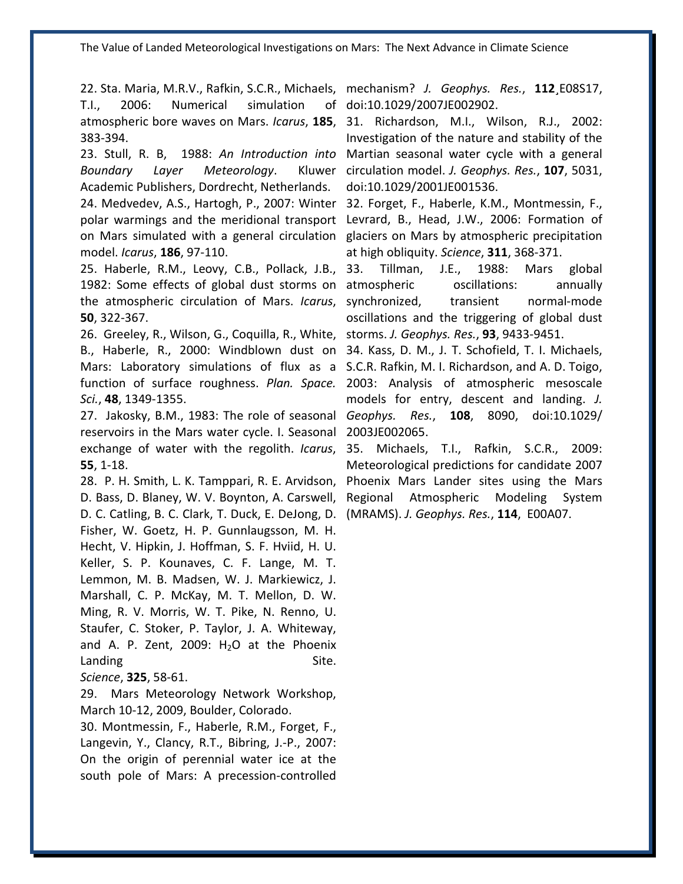22. Sta. Maria, M.R.V., Rafkin, S.C.R., Michaels, T.I., 2006: Numerical simulation of atmospheric bore waves on Mars. *Icarus*, **185**, 383-394.

23. Stull, R. B, 1988: *An Introduction into Boundary Layer Meteorology*. Kluwer Academic Publishers, Dordrecht, Netherlands.

24. Medvedev, A.S., Hartogh, P., 2007: Winter polar warmings and the meridional transport on Mars simulated with a general circulation model. *Icarus*, **186**, 97-110.

25. Haberle, R.M., Leovy, C.B., Pollack, J.B., 1982: Some effects of global dust storms on the atmospheric circulation of Mars. *Icarus*, **50**, 322-367.

26. Greeley, R., Wilson, G., Coquilla, R., White, B., Haberle, R., 2000: Windblown dust on Mars: Laboratory simulations of flux as a function of surface roughness. *Plan. Space. Sci.*, **48**, 1349-1355.

27. Jakosky, B.M., 1983: The role of seasonal reservoirs in the Mars water cycle. I. Seasonal exchange of water with the regolith. *Icarus*, **55**, 1-18.

28. P. H. Smith, L. K. Tamppari, R. E. Arvidson, D. Bass, D. Blaney, W. V. Boynton, A. Carswell, D. C. Catling, B. C. Clark, T. Duck, E. DeJong, D. Fisher, W. Goetz, H. P. Gunnlaugsson, M. H. Hecht, V. Hipkin, J. Hoffman, S. F. Hviid, H. U. Keller, S. P. Kounaves, C. F. Lange, M. T. Lemmon, M. B. Madsen, W. J. Markiewicz, J. Marshall, C. P. McKay, M. T. Mellon, D. W. Ming, R. V. Morris, W. T. Pike, N. Renno, U. Staufer, C. Stoker, P. Taylor, J. A. Whiteway, and A. P. Zent, 2009: $H_2O$ at the Phoenix Landing Site. *Science*, **325**, 58-61.

29. Mars Meteorology Network Workshop, March 10-12, 2009, Boulder, Colorado.

30. Montmessin, F., Haberle, R.M., Forget, F., Langevin, Y., Clancy, R.T., Bibring, J.-P., 2007: On the origin of perennial water ice at the south pole of Mars: A precession-controlled mechanism? *J. Geophys. Res.*, **112**¸E08S17, doi:10.1029/2007JE002902.

31. Richardson, M.I., Wilson, R.J., 2002: Investigation of the nature and stability of the Martian seasonal water cycle with a general circulation model. *J. Geophys. Res.*, **107**, 5031, doi:10.1029/2001JE001536.

32. Forget, F., Haberle, K.M., Montmessin, F., Levrard, B., Head, J.W., 2006: Formation of glaciers on Mars by atmospheric precipitation at high obliquity. *Science*, **311**, 368-371.

33. Tillman, J.E., 1988: Mars global atmospheric oscillations: annually synchronized, transient normal-mode oscillations and the triggering of global dust storms. *J. Geophys. Res.*, **93**, 9433-9451.

34. Kass, D. M., J. T. Schofield, T. I. Michaels, S.C.R. Rafkin, M. I. Richardson, and A. D. Toigo, 2003: Analysis of atmospheric mesoscale models for entry, descent and landing. *J. Geophys. Res.*, **108**, 8090, doi:10.1029/ 2003JE002065.

35. Michaels, T.I., Rafkin, S.C.R., 2009: Meteorological predictions for candidate 2007 Phoenix Mars Lander sites using the Mars Regional Atmospheric Modeling System (MRAMS). *J. Geophys. Res.*, **114**, E00A07.